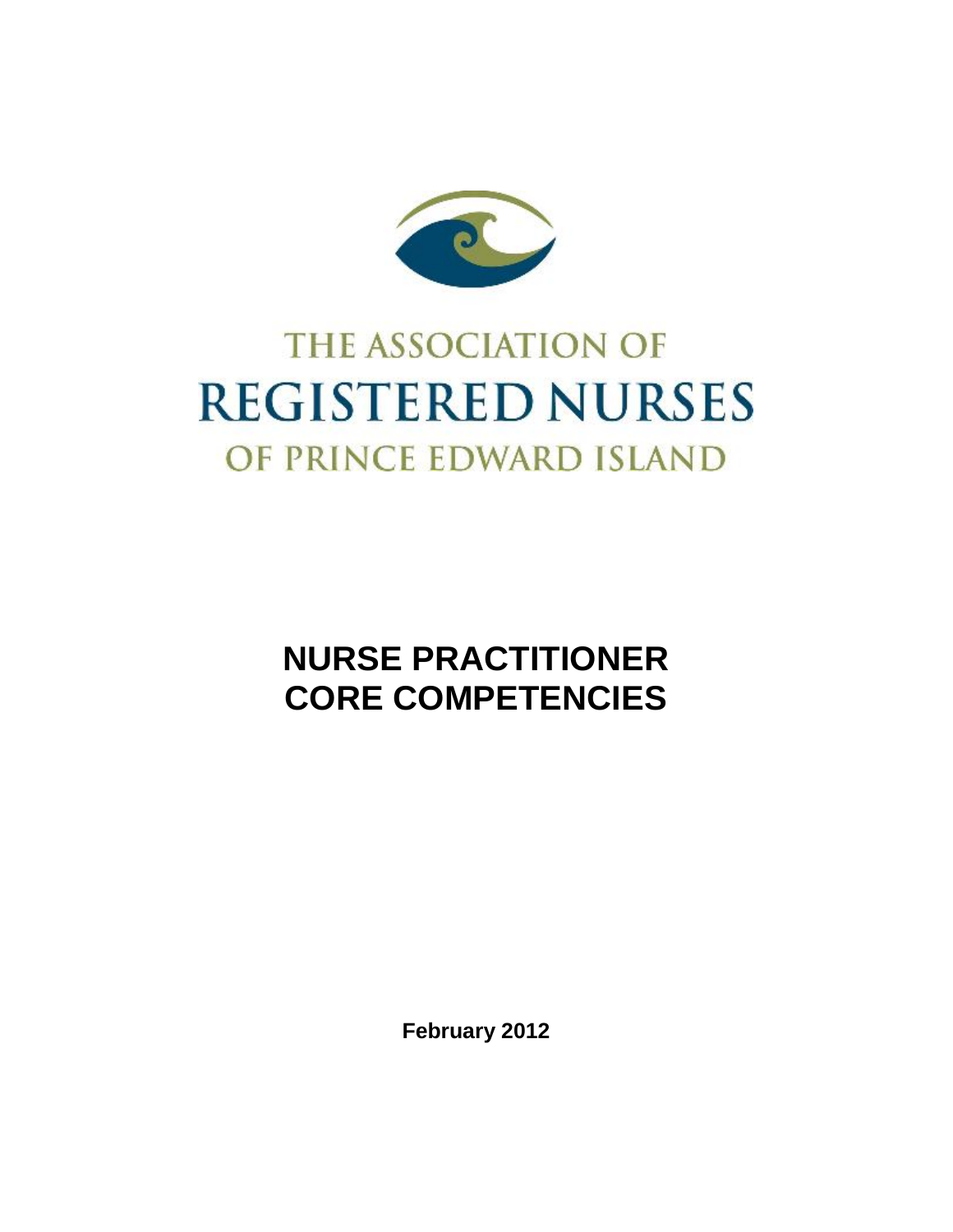THE ASSOCIATION OF
REGISTERED NURSES
OF PRINCE EDWARD ISLAND

# NURSE PRACTITIONER CORE COMPETENCIES

**February 2012**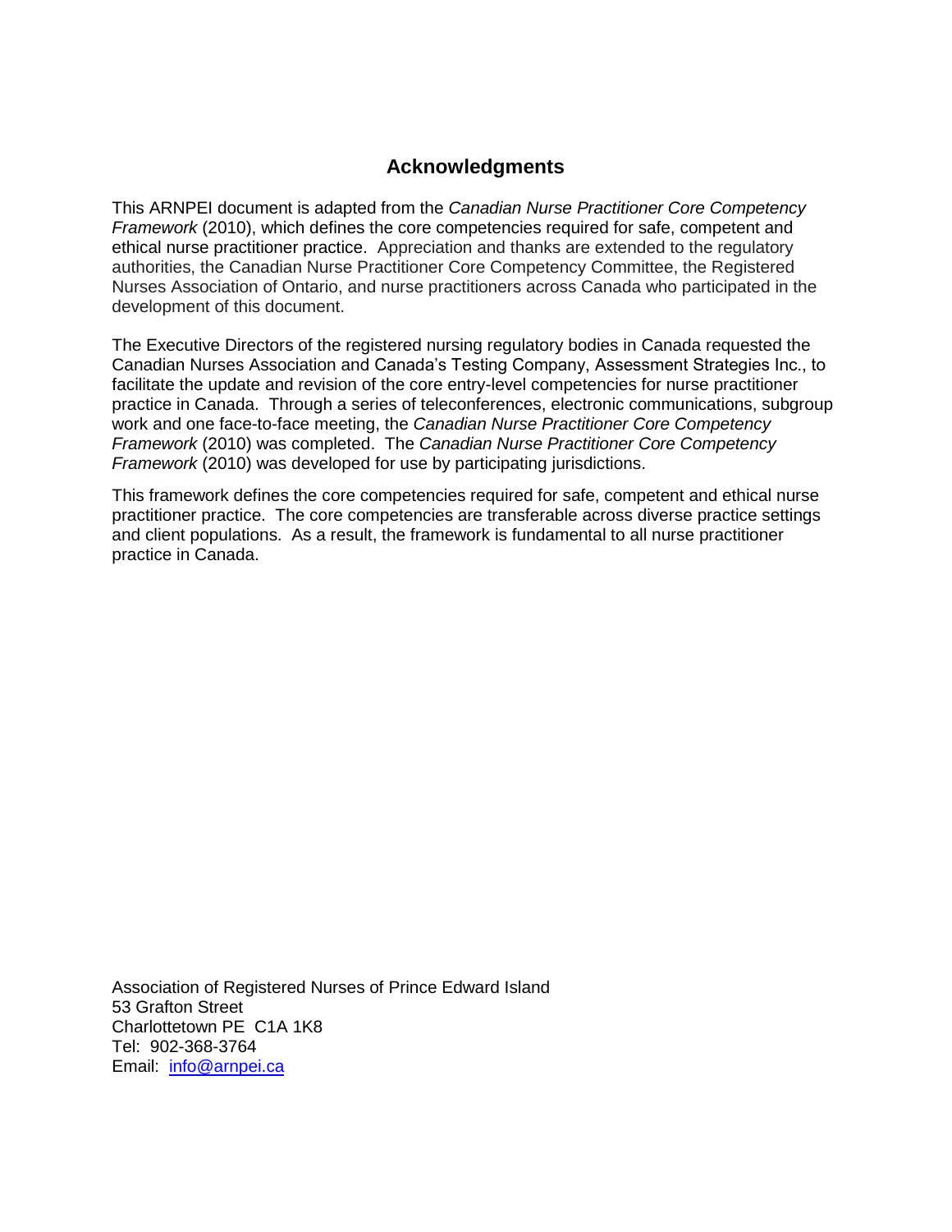## Acknowledgments

This ARNPEI document is adapted from the *Canadian Nurse Practitioner Core Competency Framework* (2010), which defines the core competencies required for safe, competent and ethical nurse practitioner practice. Appreciation and thanks are extended to the regulatory authorities, the Canadian Nurse Practitioner Core Competency Committee, the Registered Nurses Association of Ontario, and nurse practitioners across Canada who participated in the development of this document.

The Executive Directors of the registered nursing regulatory bodies in Canada requested the Canadian Nurses Association and Canada's Testing Company, Assessment Strategies Inc., to facilitate the update and revision of the core entry-level competencies for nurse practitioner practice in Canada. Through a series of teleconferences, electronic communications, subgroup work and one face-to-face meeting, the *Canadian Nurse Practitioner Core Competency Framework* (2010) was completed. The *Canadian Nurse Practitioner Core Competency Framework* (2010) was developed for use by participating jurisdictions.

This framework defines the core competencies required for safe, competent and ethical nurse practitioner practice. The core competencies are transferable across diverse practice settings and client populations. As a result, the framework is fundamental to all nurse practitioner practice in Canada.

Association of Registered Nurses of Prince Edward Island
53 Grafton Street
Charlottetown PE C1A 1K8
Tel: 902-368-3764
Email: [info@arnpei.ca](mailto:info@arnpei.ca)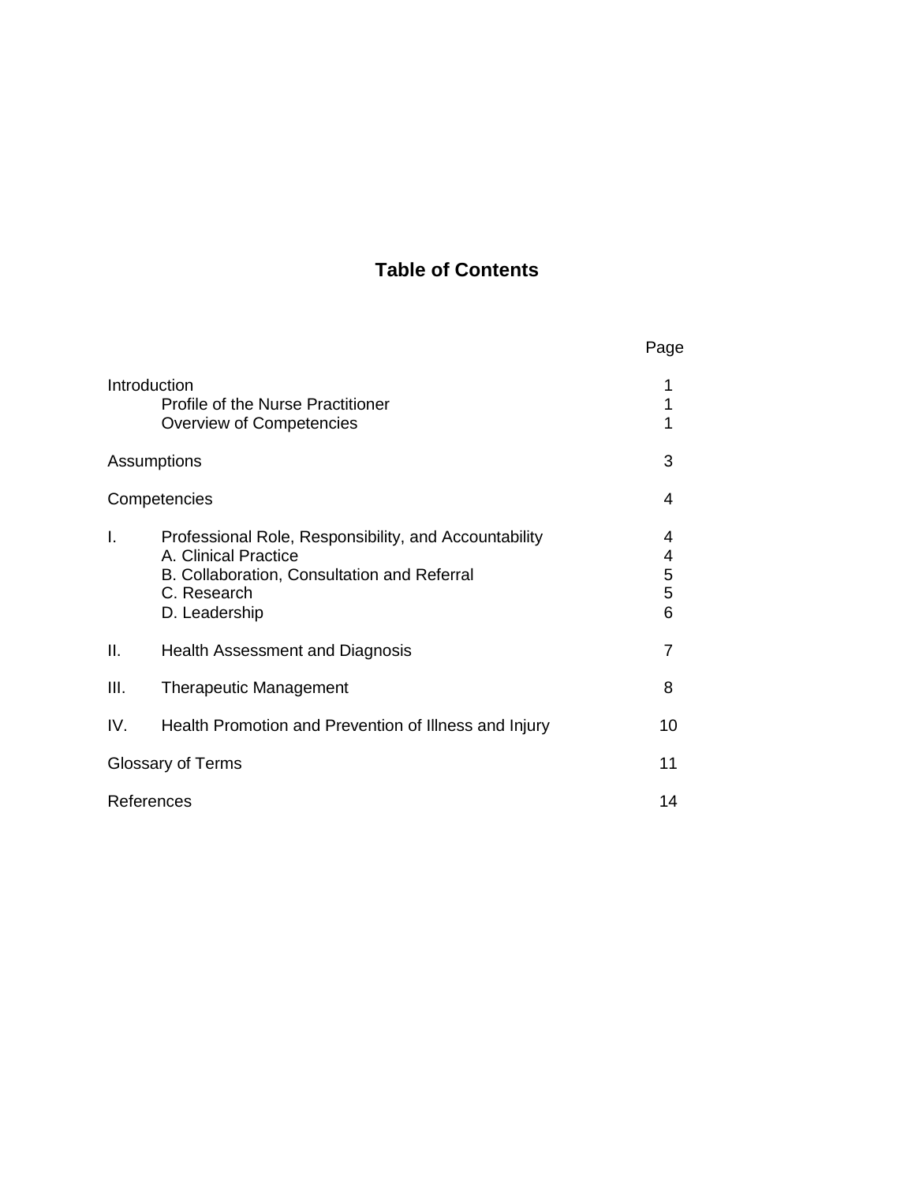# Table of Contents

| | | Page |
|---|---|---|
| Introduction | | 1 |
| | Profile of the Nurse Practitioner | 1 |
| | Overview of Competencies | 1 |
| Assumptions | | 3 |
| Competencies | | 4 |
| I. | Professional Role, Responsibility, and Accountability | 4 |
| | A. Clinical Practice | 4 |
| | B. Collaboration, Consultation and Referral | 5 |
| | C. Research | 5 |
| | D. Leadership | 6 |
| II. | Health Assessment and Diagnosis | 7 |
| III. | Therapeutic Management | 8 |
| IV. | Health Promotion and Prevention of Illness and Injury | 10 |
| Glossary of Terms | | 11 |
| References | | 14 |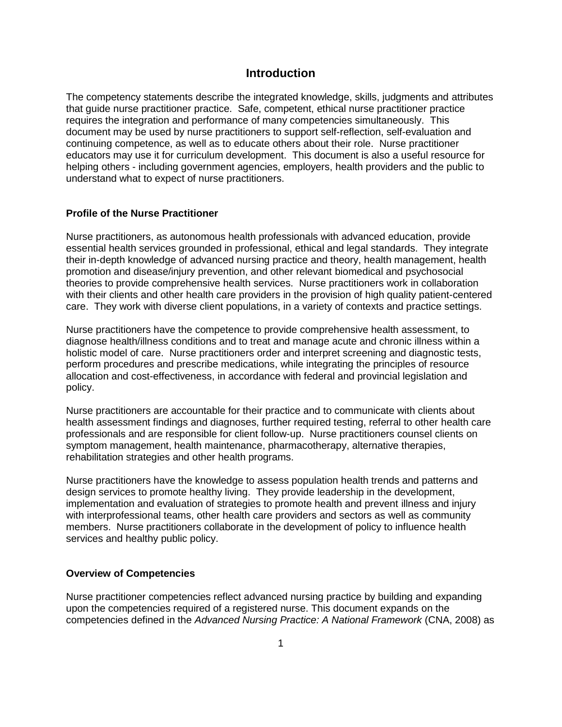## Introduction

The competency statements describe the integrated knowledge, skills, judgments and attributes that guide nurse practitioner practice. Safe, competent, ethical nurse practitioner practice requires the integration and performance of many competencies simultaneously. This document may be used by nurse practitioners to support self-reflection, self-evaluation and continuing competence, as well as to educate others about their role. Nurse practitioner educators may use it for curriculum development. This document is also a useful resource for helping others - including government agencies, employers, health providers and the public to understand what to expect of nurse practitioners.

### Profile of the Nurse Practitioner

Nurse practitioners, as autonomous health professionals with advanced education, provide essential health services grounded in professional, ethical and legal standards. They integrate their in-depth knowledge of advanced nursing practice and theory, health management, health promotion and disease/injury prevention, and other relevant biomedical and psychosocial theories to provide comprehensive health services. Nurse practitioners work in collaboration with their clients and other health care providers in the provision of high quality patient-centered care. They work with diverse client populations, in a variety of contexts and practice settings.

Nurse practitioners have the competence to provide comprehensive health assessment, to diagnose health/illness conditions and to treat and manage acute and chronic illness within a holistic model of care. Nurse practitioners order and interpret screening and diagnostic tests, perform procedures and prescribe medications, while integrating the principles of resource allocation and cost-effectiveness, in accordance with federal and provincial legislation and policy.

Nurse practitioners are accountable for their practice and to communicate with clients about health assessment findings and diagnoses, further required testing, referral to other health care professionals and are responsible for client follow-up. Nurse practitioners counsel clients on symptom management, health maintenance, pharmacotherapy, alternative therapies, rehabilitation strategies and other health programs.

Nurse practitioners have the knowledge to assess population health trends and patterns and design services to promote healthy living. They provide leadership in the development, implementation and evaluation of strategies to promote health and prevent illness and injury with interprofessional teams, other health care providers and sectors as well as community members. Nurse practitioners collaborate in the development of policy to influence health services and healthy public policy.

### Overview of Competencies

Nurse practitioner competencies reflect advanced nursing practice by building and expanding upon the competencies required of a registered nurse. This document expands on the competencies defined in the *Advanced Nursing Practice: A National Framework* (CNA, 2008) as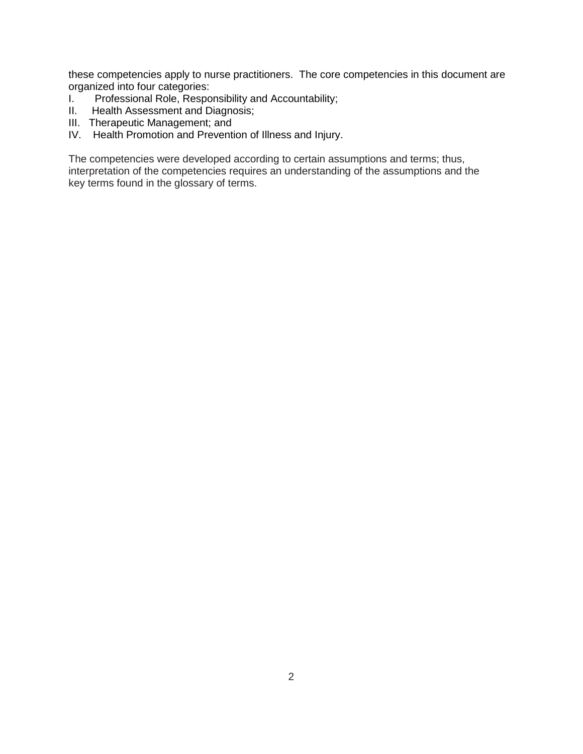these competencies apply to nurse practitioners. The core competencies in this document are organized into four categories:

I. Professional Role, Responsibility and Accountability;
II. Health Assessment and Diagnosis;
III. Therapeutic Management; and
IV. Health Promotion and Prevention of Illness and Injury.

The competencies were developed according to certain assumptions and terms; thus, interpretation of the competencies requires an understanding of the assumptions and the key terms found in the glossary of terms.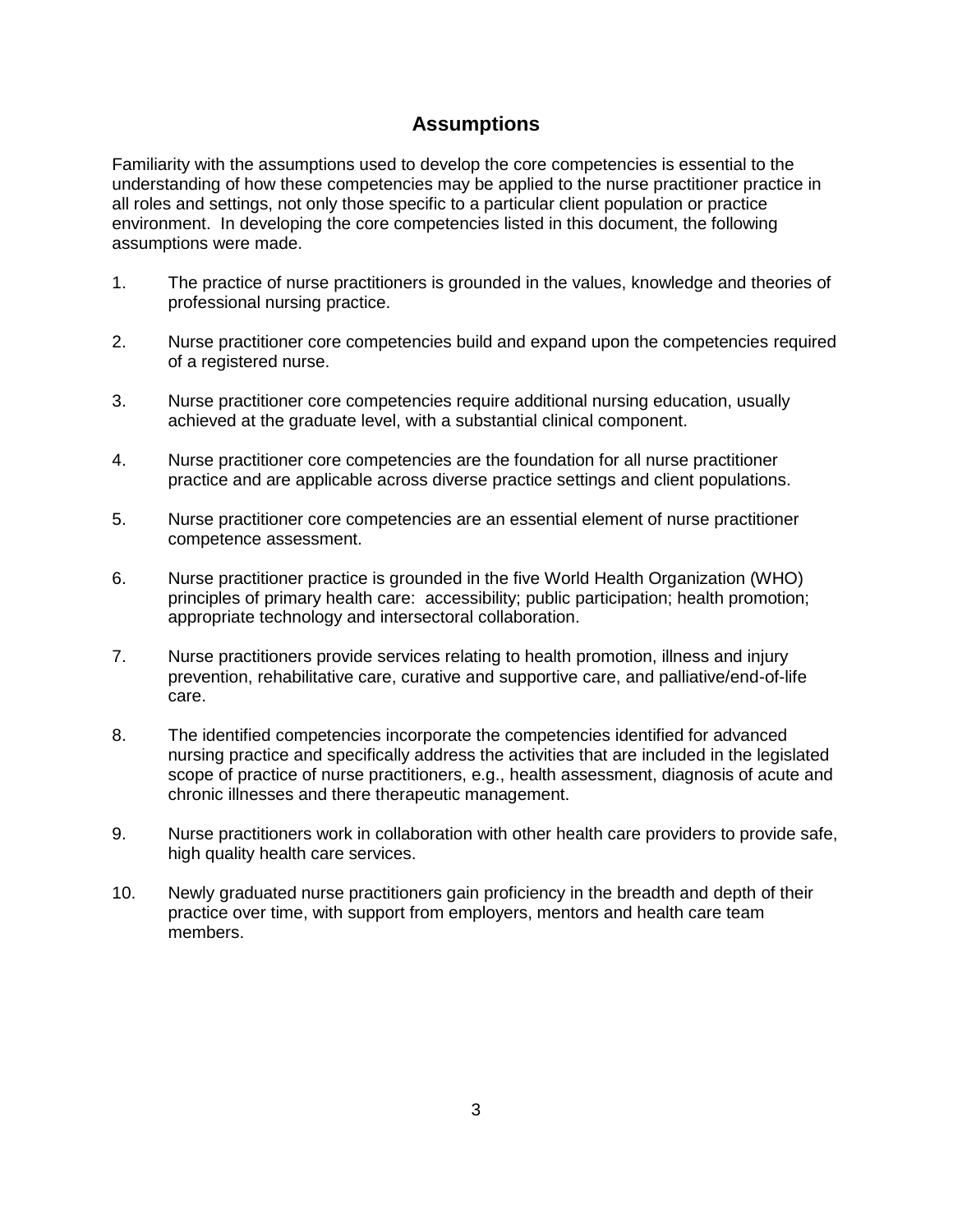## Assumptions

Familiarity with the assumptions used to develop the core competencies is essential to the understanding of how these competencies may be applied to the nurse practitioner practice in all roles and settings, not only those specific to a particular client population or practice environment. In developing the core competencies listed in this document, the following assumptions were made.

1. The practice of nurse practitioners is grounded in the values, knowledge and theories of professional nursing practice.

2. Nurse practitioner core competencies build and expand upon the competencies required of a registered nurse.

3. Nurse practitioner core competencies require additional nursing education, usually achieved at the graduate level, with a substantial clinical component.

4. Nurse practitioner core competencies are the foundation for all nurse practitioner practice and are applicable across diverse practice settings and client populations.

5. Nurse practitioner core competencies are an essential element of nurse practitioner competence assessment.

6. Nurse practitioner practice is grounded in the five World Health Organization (WHO) principles of primary health care: accessibility; public participation; health promotion; appropriate technology and intersectoral collaboration.

7. Nurse practitioners provide services relating to health promotion, illness and injury prevention, rehabilitative care, curative and supportive care, and palliative/end-of-life care.

8. The identified competencies incorporate the competencies identified for advanced nursing practice and specifically address the activities that are included in the legislated scope of practice of nurse practitioners, e.g., health assessment, diagnosis of acute and chronic illnesses and there therapeutic management.

9. Nurse practitioners work in collaboration with other health care providers to provide safe, high quality health care services.

10. Newly graduated nurse practitioners gain proficiency in the breadth and depth of their practice over time, with support from employers, mentors and health care team members.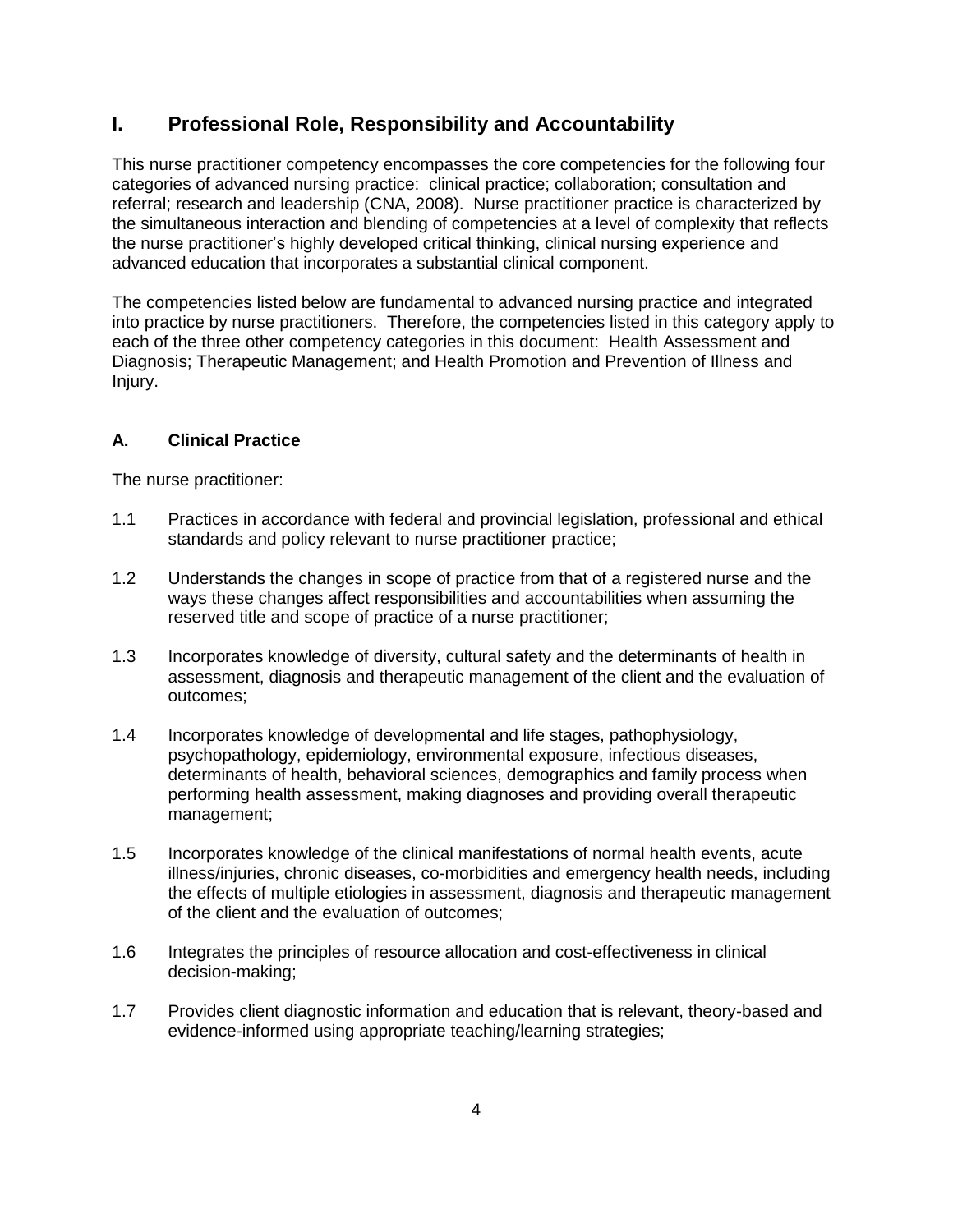## I. Professional Role, Responsibility and Accountability

This nurse practitioner competency encompasses the core competencies for the following four categories of advanced nursing practice: clinical practice; collaboration; consultation and referral; research and leadership (CNA, 2008). Nurse practitioner practice is characterized by the simultaneous interaction and blending of competencies at a level of complexity that reflects the nurse practitioner's highly developed critical thinking, clinical nursing experience and advanced education that incorporates a substantial clinical component.

The competencies listed below are fundamental to advanced nursing practice and integrated into practice by nurse practitioners. Therefore, the competencies listed in this category apply to each of the three other competency categories in this document: Health Assessment and Diagnosis; Therapeutic Management; and Health Promotion and Prevention of Illness and Injury.

### A. Clinical Practice

The nurse practitioner:

1.1 Practices in accordance with federal and provincial legislation, professional and ethical standards and policy relevant to nurse practitioner practice;

1.2 Understands the changes in scope of practice from that of a registered nurse and the ways these changes affect responsibilities and accountabilities when assuming the reserved title and scope of practice of a nurse practitioner;

1.3 Incorporates knowledge of diversity, cultural safety and the determinants of health in assessment, diagnosis and therapeutic management of the client and the evaluation of outcomes;

1.4 Incorporates knowledge of developmental and life stages, pathophysiology, psychopathology, epidemiology, environmental exposure, infectious diseases, determinants of health, behavioral sciences, demographics and family process when performing health assessment, making diagnoses and providing overall therapeutic management;

1.5 Incorporates knowledge of the clinical manifestations of normal health events, acute illness/injuries, chronic diseases, co-morbidities and emergency health needs, including the effects of multiple etiologies in assessment, diagnosis and therapeutic management of the client and the evaluation of outcomes;

1.6 Integrates the principles of resource allocation and cost-effectiveness in clinical decision-making;

1.7 Provides client diagnostic information and education that is relevant, theory-based and evidence-informed using appropriate teaching/learning strategies;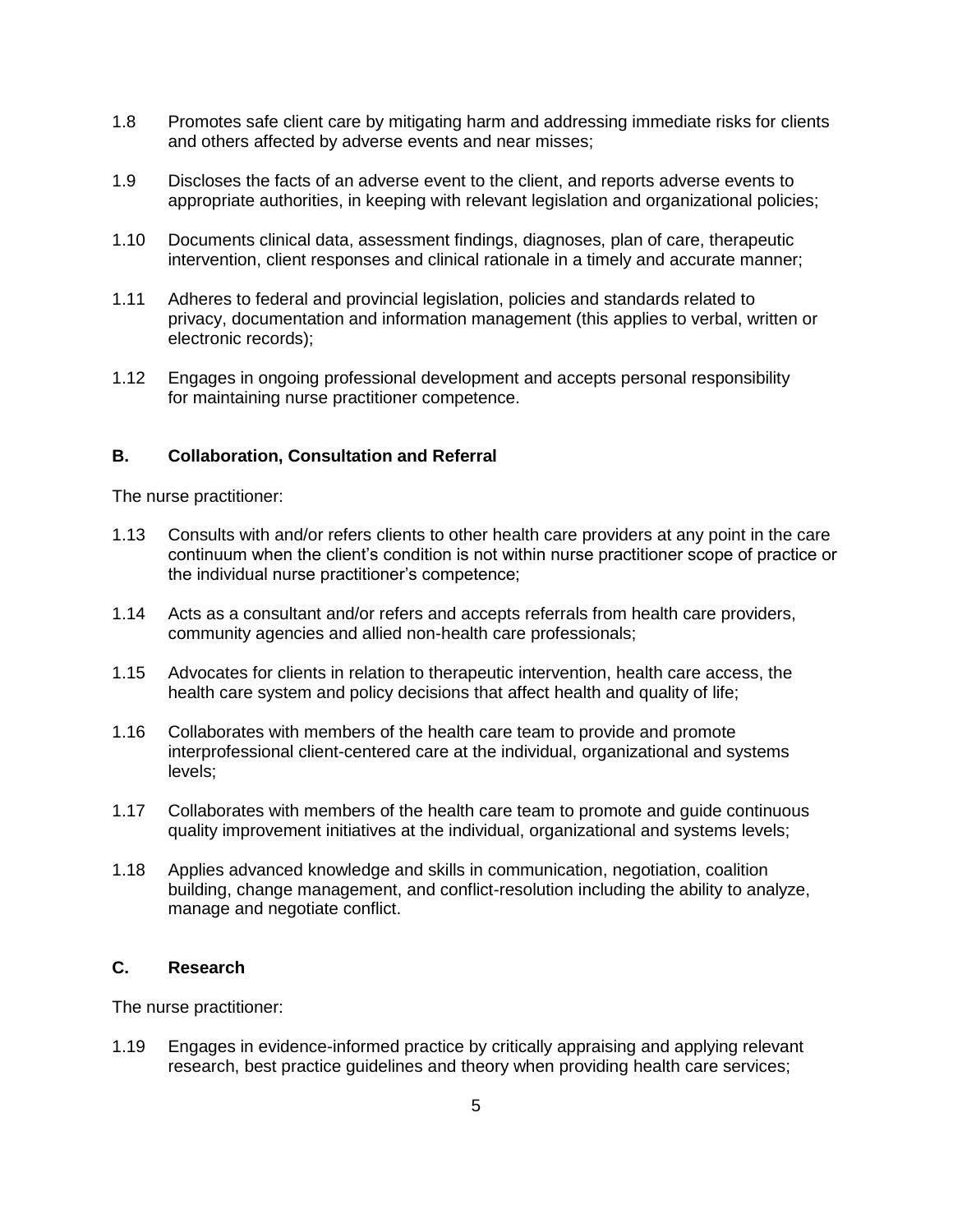1.8 Promotes safe client care by mitigating harm and addressing immediate risks for clients and others affected by adverse events and near misses;

1.9 Discloses the facts of an adverse event to the client, and reports adverse events to appropriate authorities, in keeping with relevant legislation and organizational policies;

1.10 Documents clinical data, assessment findings, diagnoses, plan of care, therapeutic intervention, client responses and clinical rationale in a timely and accurate manner;

1.11 Adheres to federal and provincial legislation, policies and standards related to privacy, documentation and information management (this applies to verbal, written or electronic records);

1.12 Engages in ongoing professional development and accepts personal responsibility for maintaining nurse practitioner competence.

### B. Collaboration, Consultation and Referral

The nurse practitioner:

1.13 Consults with and/or refers clients to other health care providers at any point in the care continuum when the client's condition is not within nurse practitioner scope of practice or the individual nurse practitioner's competence;

1.14 Acts as a consultant and/or refers and accepts referrals from health care providers, community agencies and allied non-health care professionals;

1.15 Advocates for clients in relation to therapeutic intervention, health care access, the health care system and policy decisions that affect health and quality of life;

1.16 Collaborates with members of the health care team to provide and promote interprofessional client-centered care at the individual, organizational and systems levels;

1.17 Collaborates with members of the health care team to promote and guide continuous quality improvement initiatives at the individual, organizational and systems levels;

1.18 Applies advanced knowledge and skills in communication, negotiation, coalition building, change management, and conflict-resolution including the ability to analyze, manage and negotiate conflict.

### C. Research

The nurse practitioner:

1.19 Engages in evidence-informed practice by critically appraising and applying relevant research, best practice guidelines and theory when providing health care services;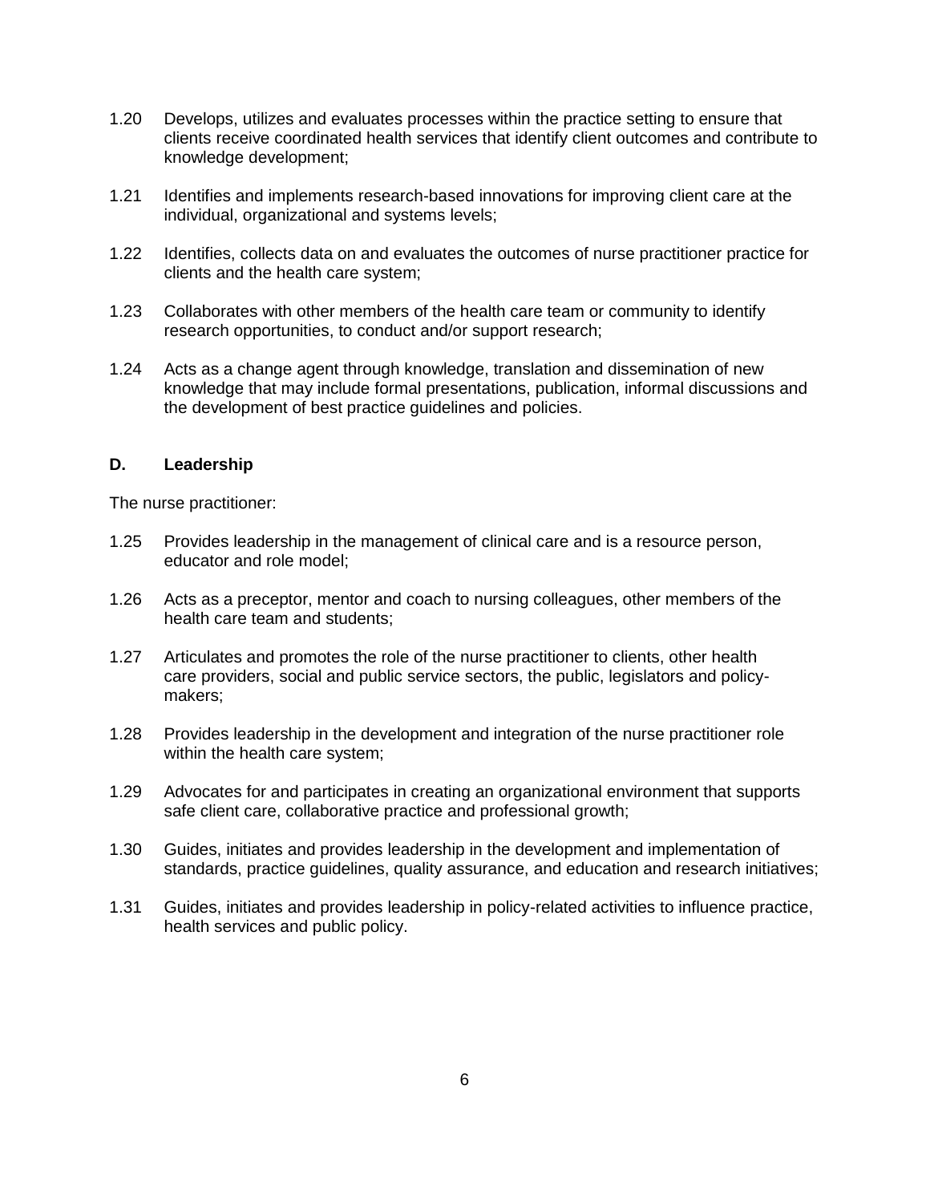1.20 Develops, utilizes and evaluates processes within the practice setting to ensure that clients receive coordinated health services that identify client outcomes and contribute to knowledge development;

1.21 Identifies and implements research-based innovations for improving client care at the individual, organizational and systems levels;

1.22 Identifies, collects data on and evaluates the outcomes of nurse practitioner practice for clients and the health care system;

1.23 Collaborates with other members of the health care team or community to identify research opportunities, to conduct and/or support research;

1.24 Acts as a change agent through knowledge, translation and dissemination of new knowledge that may include formal presentations, publication, informal discussions and the development of best practice guidelines and policies.

### D. Leadership

The nurse practitioner:

1.25 Provides leadership in the management of clinical care and is a resource person, educator and role model;

1.26 Acts as a preceptor, mentor and coach to nursing colleagues, other members of the health care team and students;

1.27 Articulates and promotes the role of the nurse practitioner to clients, other health care providers, social and public service sectors, the public, legislators and policy-makers;

1.28 Provides leadership in the development and integration of the nurse practitioner role within the health care system;

1.29 Advocates for and participates in creating an organizational environment that supports safe client care, collaborative practice and professional growth;

1.30 Guides, initiates and provides leadership in the development and implementation of standards, practice guidelines, quality assurance, and education and research initiatives;

1.31 Guides, initiates and provides leadership in policy-related activities to influence practice, health services and public policy.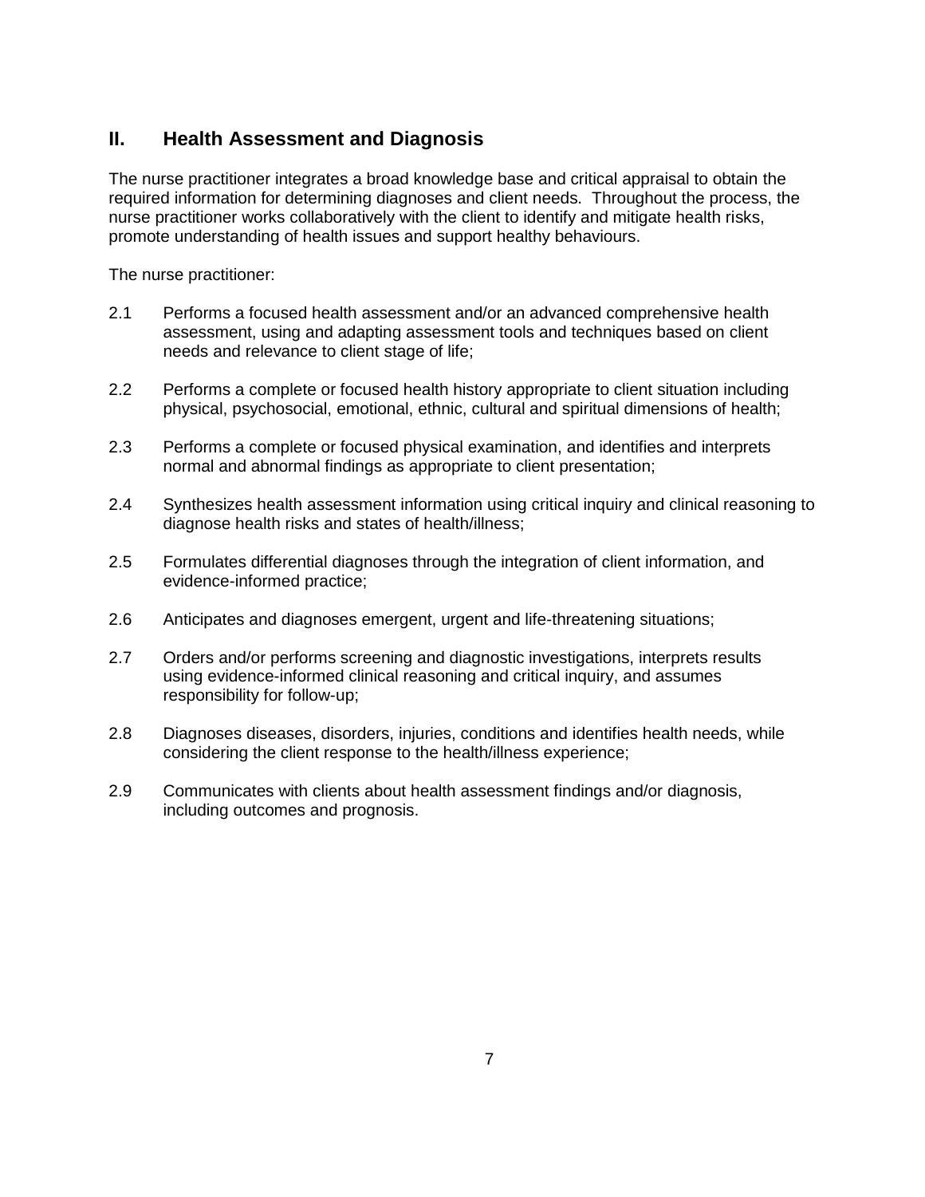## II. Health Assessment and Diagnosis

The nurse practitioner integrates a broad knowledge base and critical appraisal to obtain the required information for determining diagnoses and client needs. Throughout the process, the nurse practitioner works collaboratively with the client to identify and mitigate health risks, promote understanding of health issues and support healthy behaviours.

The nurse practitioner:

2.1 Performs a focused health assessment and/or an advanced comprehensive health assessment, using and adapting assessment tools and techniques based on client needs and relevance to client stage of life;

2.2 Performs a complete or focused health history appropriate to client situation including physical, psychosocial, emotional, ethnic, cultural and spiritual dimensions of health;

2.3 Performs a complete or focused physical examination, and identifies and interprets normal and abnormal findings as appropriate to client presentation;

2.4 Synthesizes health assessment information using critical inquiry and clinical reasoning to diagnose health risks and states of health/illness;

2.5 Formulates differential diagnoses through the integration of client information, and evidence-informed practice;

2.6 Anticipates and diagnoses emergent, urgent and life-threatening situations;

2.7 Orders and/or performs screening and diagnostic investigations, interprets results using evidence-informed clinical reasoning and critical inquiry, and assumes responsibility for follow-up;

2.8 Diagnoses diseases, disorders, injuries, conditions and identifies health needs, while considering the client response to the health/illness experience;

2.9 Communicates with clients about health assessment findings and/or diagnosis, including outcomes and prognosis.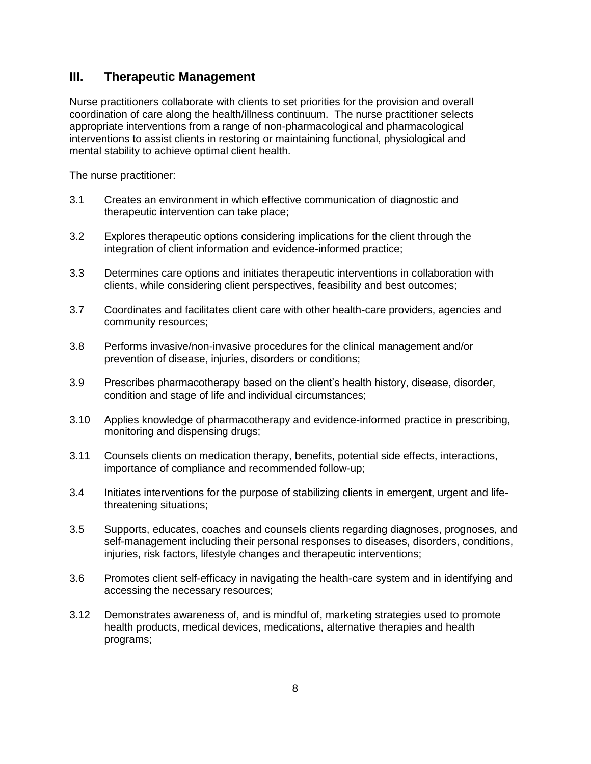## III. Therapeutic Management

Nurse practitioners collaborate with clients to set priorities for the provision and overall coordination of care along the health/illness continuum. The nurse practitioner selects appropriate interventions from a range of non-pharmacological and pharmacological interventions to assist clients in restoring or maintaining functional, physiological and mental stability to achieve optimal client health.

The nurse practitioner:

3.1 Creates an environment in which effective communication of diagnostic and therapeutic intervention can take place;

3.2 Explores therapeutic options considering implications for the client through the integration of client information and evidence-informed practice;

3.3 Determines care options and initiates therapeutic interventions in collaboration with clients, while considering client perspectives, feasibility and best outcomes;

3.7 Coordinates and facilitates client care with other health-care providers, agencies and community resources;

3.8 Performs invasive/non-invasive procedures for the clinical management and/or prevention of disease, injuries, disorders or conditions;

3.9 Prescribes pharmacotherapy based on the client's health history, disease, disorder, condition and stage of life and individual circumstances;

3.10 Applies knowledge of pharmacotherapy and evidence-informed practice in prescribing, monitoring and dispensing drugs;

3.11 Counsels clients on medication therapy, benefits, potential side effects, interactions, importance of compliance and recommended follow-up;

3.4 Initiates interventions for the purpose of stabilizing clients in emergent, urgent and life-threatening situations;

3.5 Supports, educates, coaches and counsels clients regarding diagnoses, prognoses, and self-management including their personal responses to diseases, disorders, conditions, injuries, risk factors, lifestyle changes and therapeutic interventions;

3.6 Promotes client self-efficacy in navigating the health-care system and in identifying and accessing the necessary resources;

3.12 Demonstrates awareness of, and is mindful of, marketing strategies used to promote health products, medical devices, medications, alternative therapies and health programs;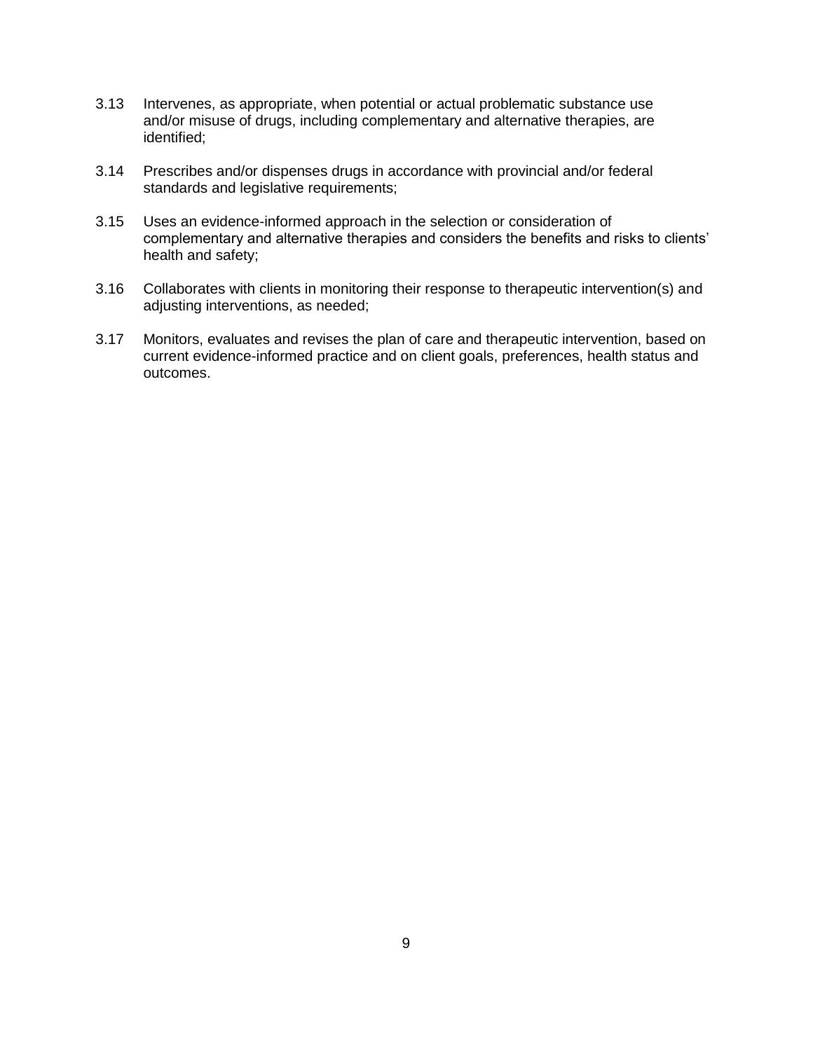3.13 Intervenes, as appropriate, when potential or actual problematic substance use and/or misuse of drugs, including complementary and alternative therapies, are identified;

3.14 Prescribes and/or dispenses drugs in accordance with provincial and/or federal standards and legislative requirements;

3.15 Uses an evidence-informed approach in the selection or consideration of complementary and alternative therapies and considers the benefits and risks to clients' health and safety;

3.16 Collaborates with clients in monitoring their response to therapeutic intervention(s) and adjusting interventions, as needed;

3.17 Monitors, evaluates and revises the plan of care and therapeutic intervention, based on current evidence-informed practice and on client goals, preferences, health status and outcomes.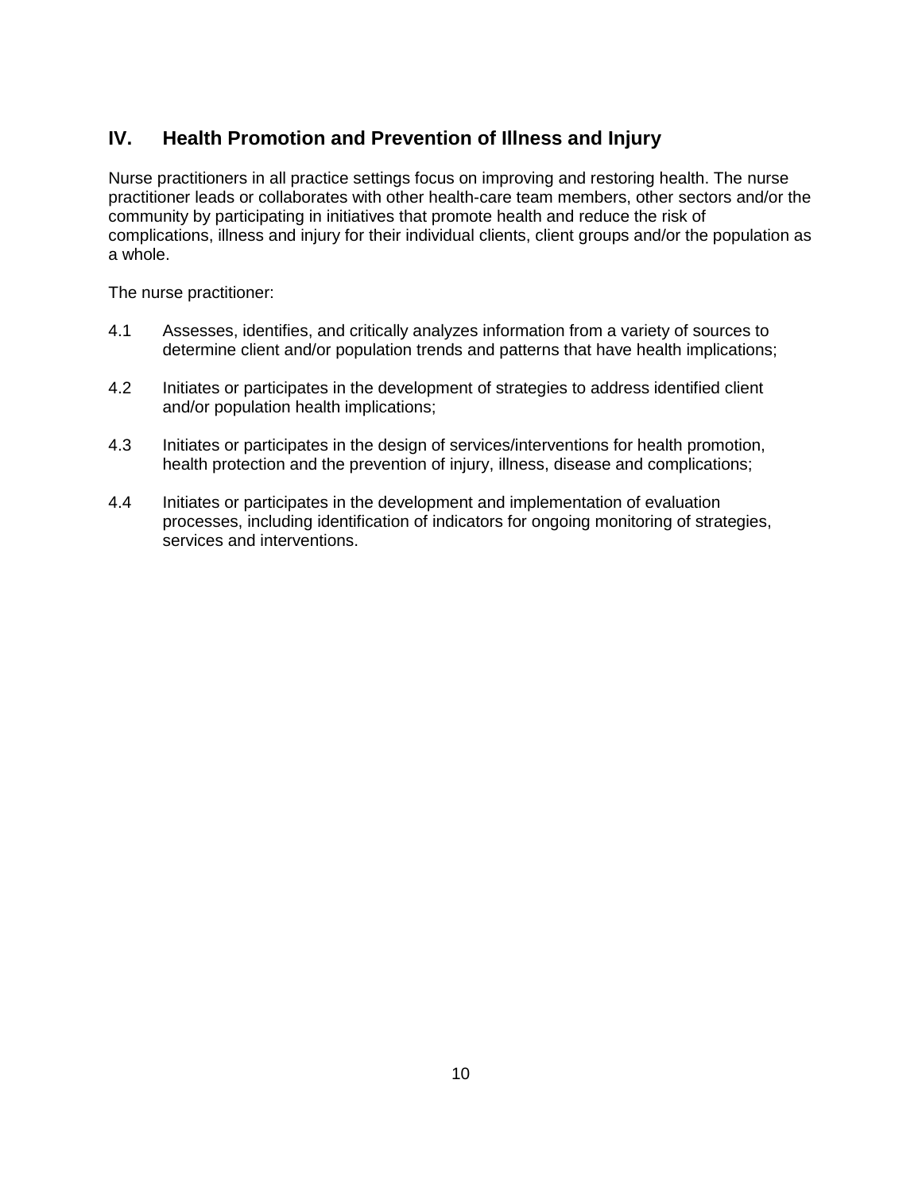## IV. Health Promotion and Prevention of Illness and Injury

Nurse practitioners in all practice settings focus on improving and restoring health. The nurse practitioner leads or collaborates with other health-care team members, other sectors and/or the community by participating in initiatives that promote health and reduce the risk of complications, illness and injury for their individual clients, client groups and/or the population as a whole.

The nurse practitioner:

4.1 Assesses, identifies, and critically analyzes information from a variety of sources to determine client and/or population trends and patterns that have health implications;

4.2 Initiates or participates in the development of strategies to address identified client and/or population health implications;

4.3 Initiates or participates in the design of services/interventions for health promotion, health protection and the prevention of injury, illness, disease and complications;

4.4 Initiates or participates in the development and implementation of evaluation processes, including identification of indicators for ongoing monitoring of strategies, services and interventions.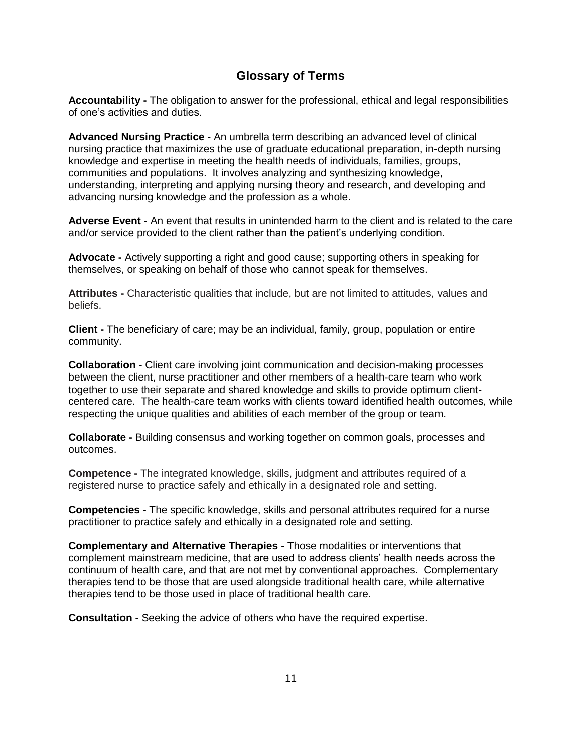## Glossary of Terms

**Accountability -** The obligation to answer for the professional, ethical and legal responsibilities of one's activities and duties.

**Advanced Nursing Practice -** An umbrella term describing an advanced level of clinical nursing practice that maximizes the use of graduate educational preparation, in-depth nursing knowledge and expertise in meeting the health needs of individuals, families, groups, communities and populations. It involves analyzing and synthesizing knowledge, understanding, interpreting and applying nursing theory and research, and developing and advancing nursing knowledge and the profession as a whole.

**Adverse Event -** An event that results in unintended harm to the client and is related to the care and/or service provided to the client rather than the patient's underlying condition.

**Advocate -** Actively supporting a right and good cause; supporting others in speaking for themselves, or speaking on behalf of those who cannot speak for themselves.

**Attributes -** Characteristic qualities that include, but are not limited to attitudes, values and beliefs.

**Client -** The beneficiary of care; may be an individual, family, group, population or entire community.

**Collaboration -** Client care involving joint communication and decision-making processes between the client, nurse practitioner and other members of a health-care team who work together to use their separate and shared knowledge and skills to provide optimum client-centered care. The health-care team works with clients toward identified health outcomes, while respecting the unique qualities and abilities of each member of the group or team.

**Collaborate -** Building consensus and working together on common goals, processes and outcomes.

**Competence -** The integrated knowledge, skills, judgment and attributes required of a registered nurse to practice safely and ethically in a designated role and setting.

**Competencies -** The specific knowledge, skills and personal attributes required for a nurse practitioner to practice safely and ethically in a designated role and setting.

**Complementary and Alternative Therapies -** Those modalities or interventions that complement mainstream medicine, that are used to address clients' health needs across the continuum of health care, and that are not met by conventional approaches. Complementary therapies tend to be those that are used alongside traditional health care, while alternative therapies tend to be those used in place of traditional health care.

**Consultation -** Seeking the advice of others who have the required expertise.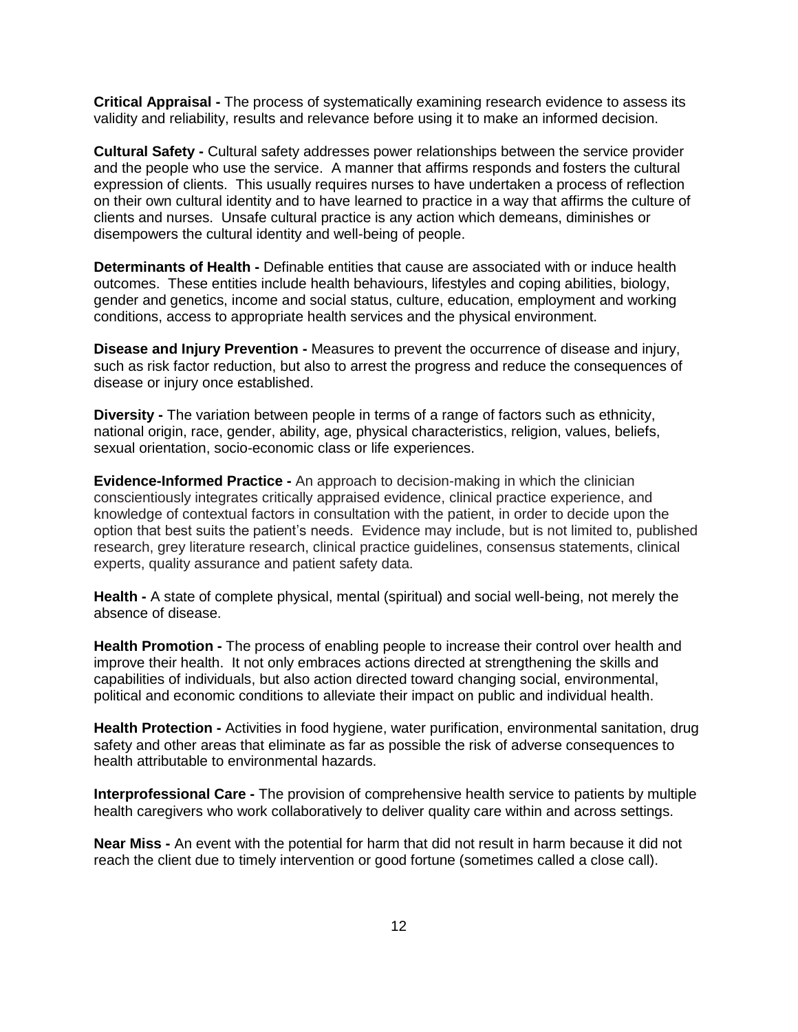**Critical Appraisal -** The process of systematically examining research evidence to assess its validity and reliability, results and relevance before using it to make an informed decision.

**Cultural Safety -** Cultural safety addresses power relationships between the service provider and the people who use the service. A manner that affirms responds and fosters the cultural expression of clients. This usually requires nurses to have undertaken a process of reflection on their own cultural identity and to have learned to practice in a way that affirms the culture of clients and nurses. Unsafe cultural practice is any action which demeans, diminishes or disempowers the cultural identity and well-being of people.

**Determinants of Health -** Definable entities that cause are associated with or induce health outcomes. These entities include health behaviours, lifestyles and coping abilities, biology, gender and genetics, income and social status, culture, education, employment and working conditions, access to appropriate health services and the physical environment.

**Disease and Injury Prevention -** Measures to prevent the occurrence of disease and injury, such as risk factor reduction, but also to arrest the progress and reduce the consequences of disease or injury once established.

**Diversity -** The variation between people in terms of a range of factors such as ethnicity, national origin, race, gender, ability, age, physical characteristics, religion, values, beliefs, sexual orientation, socio-economic class or life experiences.

**Evidence-Informed Practice -** An approach to decision-making in which the clinician conscientiously integrates critically appraised evidence, clinical practice experience, and knowledge of contextual factors in consultation with the patient, in order to decide upon the option that best suits the patient's needs. Evidence may include, but is not limited to, published research, grey literature research, clinical practice guidelines, consensus statements, clinical experts, quality assurance and patient safety data.

**Health -** A state of complete physical, mental (spiritual) and social well-being, not merely the absence of disease.

**Health Promotion -** The process of enabling people to increase their control over health and improve their health. It not only embraces actions directed at strengthening the skills and capabilities of individuals, but also action directed toward changing social, environmental, political and economic conditions to alleviate their impact on public and individual health.

**Health Protection -** Activities in food hygiene, water purification, environmental sanitation, drug safety and other areas that eliminate as far as possible the risk of adverse consequences to health attributable to environmental hazards.

**Interprofessional Care -** The provision of comprehensive health service to patients by multiple health caregivers who work collaboratively to deliver quality care within and across settings.

**Near Miss -** An event with the potential for harm that did not result in harm because it did not reach the client due to timely intervention or good fortune (sometimes called a close call).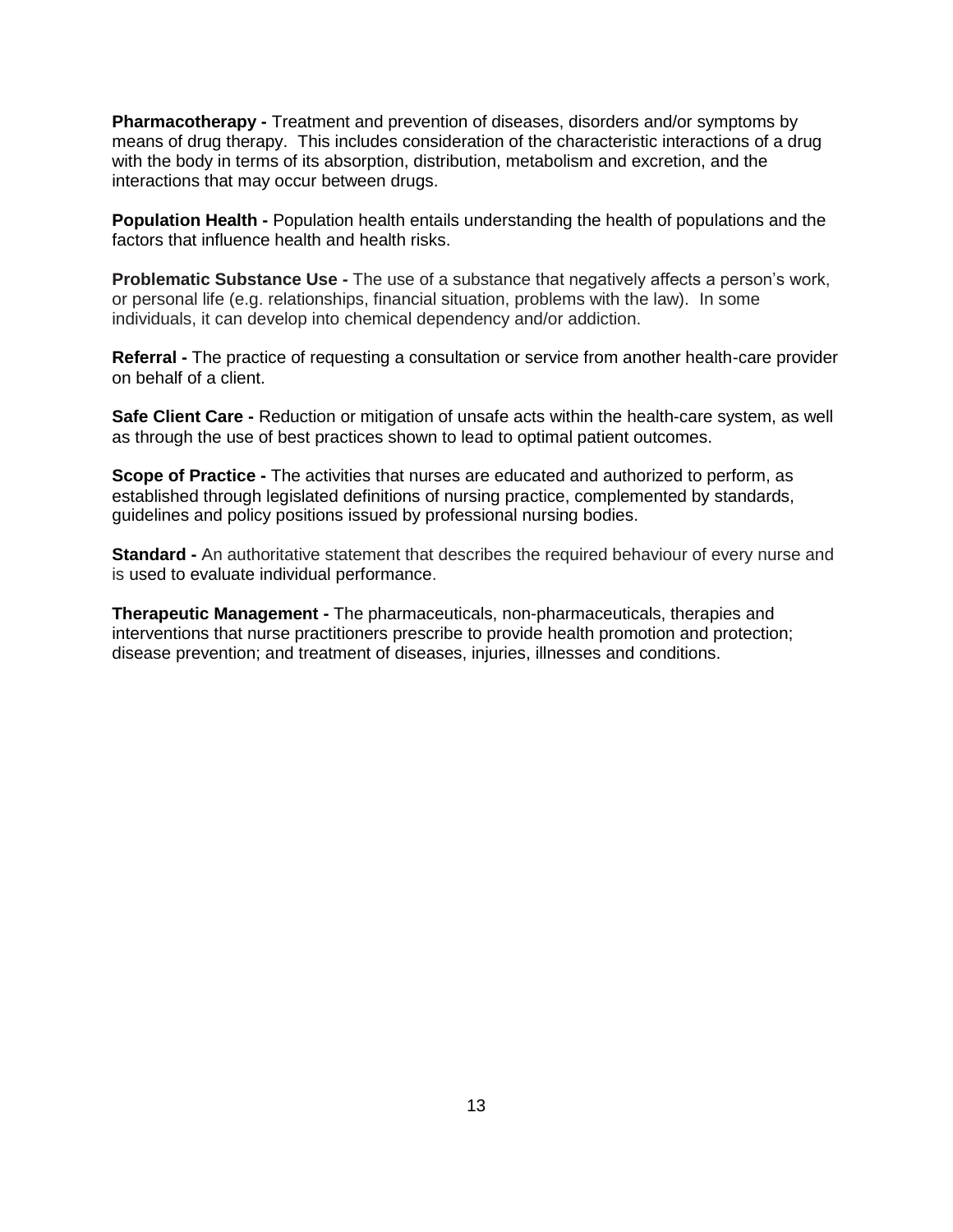**Pharmacotherapy -** Treatment and prevention of diseases, disorders and/or symptoms by means of drug therapy. This includes consideration of the characteristic interactions of a drug with the body in terms of its absorption, distribution, metabolism and excretion, and the interactions that may occur between drugs.

**Population Health -** Population health entails understanding the health of populations and the factors that influence health and health risks.

**Problematic Substance Use -** The use of a substance that negatively affects a person's work, or personal life (e.g. relationships, financial situation, problems with the law). In some individuals, it can develop into chemical dependency and/or addiction.

**Referral -** The practice of requesting a consultation or service from another health-care provider on behalf of a client.

**Safe Client Care -** Reduction or mitigation of unsafe acts within the health-care system, as well as through the use of best practices shown to lead to optimal patient outcomes.

**Scope of Practice -** The activities that nurses are educated and authorized to perform, as established through legislated definitions of nursing practice, complemented by standards, guidelines and policy positions issued by professional nursing bodies.

**Standard -** An authoritative statement that describes the required behaviour of every nurse and is used to evaluate individual performance.

**Therapeutic Management -** The pharmaceuticals, non-pharmaceuticals, therapies and interventions that nurse practitioners prescribe to provide health promotion and protection; disease prevention; and treatment of diseases, injuries, illnesses and conditions.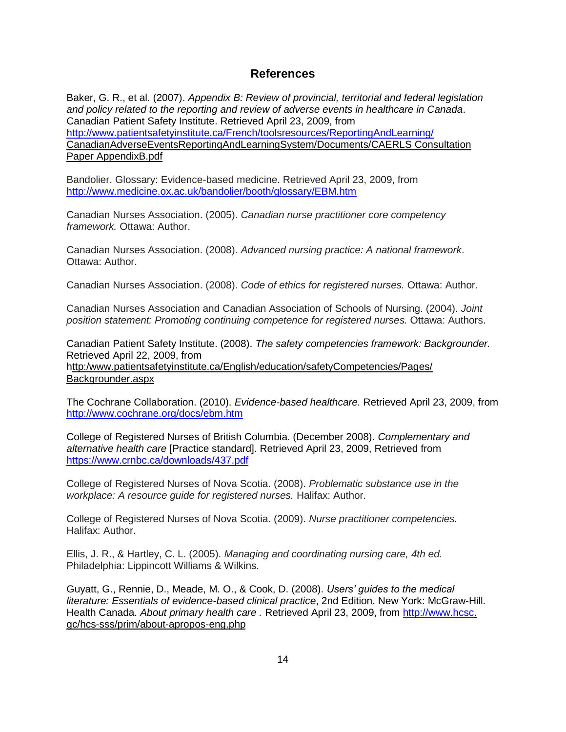# References

Baker, G. R., et al. (2007). *Appendix B: Review of provincial, territorial and federal legislation and policy related to the reporting and review of adverse events in healthcare in Canada*. Canadian Patient Safety Institute. Retrieved April 23, 2009, from http://www.patientsafetyinstitute.ca/French/toolsresources/ReportingAndLearning/CanadianAdverseEventsReportingAndLearningSystem/Documents/CAERLS Consultation Paper AppendixB.pdf

Bandolier. Glossary: Evidence-based medicine. Retrieved April 23, 2009, from http://www.medicine.ox.ac.uk/bandolier/booth/glossary/EBM.htm

Canadian Nurses Association. (2005). *Canadian nurse practitioner core competency framework.* Ottawa: Author.

Canadian Nurses Association. (2008). *Advanced nursing practice: A national framework*. Ottawa: Author.

Canadian Nurses Association. (2008). *Code of ethics for registered nurses.* Ottawa: Author.

Canadian Nurses Association and Canadian Association of Schools of Nursing. (2004). *Joint position statement: Promoting continuing competence for registered nurses.* Ottawa: Authors.

Canadian Patient Safety Institute. (2008). *The safety competencies framework: Backgrounder.* Retrieved April 22, 2009, from http:/www.patientsafetyinstitute.ca/English/education/safetyCompetencies/Pages/Backgrounder.aspx

The Cochrane Collaboration. (2010). *Evidence-based healthcare.* Retrieved April 23, 2009, from http://www.cochrane.org/docs/ebm.htm

College of Registered Nurses of British Columbia. (December 2008). *Complementary and alternative health care* [Practice standard]. Retrieved April 23, 2009, Retrieved from https://www.crnbc.ca/downloads/437.pdf

College of Registered Nurses of Nova Scotia. (2008). *Problematic substance use in the workplace: A resource guide for registered nurses.* Halifax: Author.

College of Registered Nurses of Nova Scotia. (2009). *Nurse practitioner competencies.* Halifax: Author.

Ellis, J. R., & Hartley, C. L. (2005). *Managing and coordinating nursing care, 4th ed.* Philadelphia: Lippincott Williams & Wilkins.

Guyatt, G., Rennie, D., Meade, M. O., & Cook, D. (2008). *Users' guides to the medical literature: Essentials of evidence-based clinical practice*, 2nd Edition. New York: McGraw-Hill. Health Canada. *About primary health care .* Retrieved April 23, 2009, from http://www.hcsc.gc/hcs-sss/prim/about-apropos-eng.php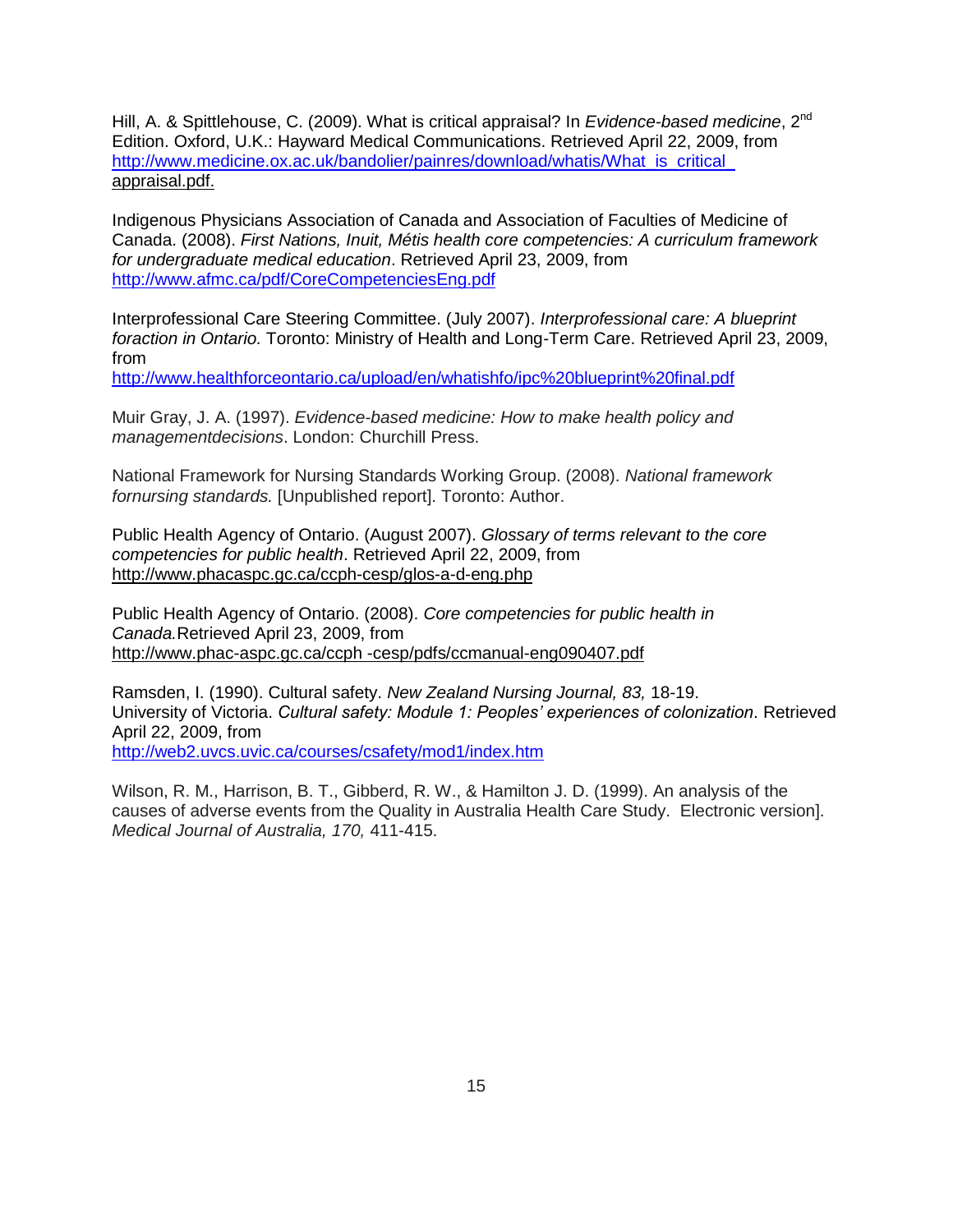Hill, A. & Spittlehouse, C. (2009). What is critical appraisal? In *Evidence-based medicine*, 2nd Edition. Oxford, U.K.: Hayward Medical Communications. Retrieved April 22, 2009, from http://www.medicine.ox.ac.uk/bandolier/painres/download/whatis/What_is_critical_appraisal.pdf.

Indigenous Physicians Association of Canada and Association of Faculties of Medicine of Canada. (2008). *First Nations, Inuit, Métis health core competencies: A curriculum framework for undergraduate medical education*. Retrieved April 23, 2009, from http://www.afmc.ca/pdf/CoreCompetenciesEng.pdf

Interprofessional Care Steering Committee. (July 2007). *Interprofessional care: A blueprint foraction in Ontario.* Toronto: Ministry of Health and Long-Term Care. Retrieved April 23, 2009, from http://www.healthforceontario.ca/upload/en/whatishfo/ipc%20blueprint%20final.pdf

Muir Gray, J. A. (1997). *Evidence-based medicine: How to make health policy and managementdecisions*. London: Churchill Press.

National Framework for Nursing Standards Working Group. (2008). *National framework fornursing standards.* [Unpublished report]. Toronto: Author.

Public Health Agency of Ontario. (August 2007). *Glossary of terms relevant to the core competencies for public health*. Retrieved April 22, 2009, from http://www.phacaspc.gc.ca/ccph-cesp/glos-a-d-eng.php

Public Health Agency of Ontario. (2008). *Core competencies for public health in Canada.* Retrieved April 23, 2009, from http://www.phac-aspc.gc.ca/ccph -cesp/pdfs/ccmanual-eng090407.pdf

Ramsden, I. (1990). Cultural safety. *New Zealand Nursing Journal, 83,* 18-19.
University of Victoria. *Cultural safety: Module 1: Peoples' experiences of colonization*. Retrieved April 22, 2009, from http://web2.uvcs.uvic.ca/courses/csafety/mod1/index.htm

Wilson, R. M., Harrison, B. T., Gibberd, R. W., & Hamilton J. D. (1999). An analysis of the causes of adverse events from the Quality in Australia Health Care Study. Electronic version]. *Medical Journal of Australia, 170,* 411-415.